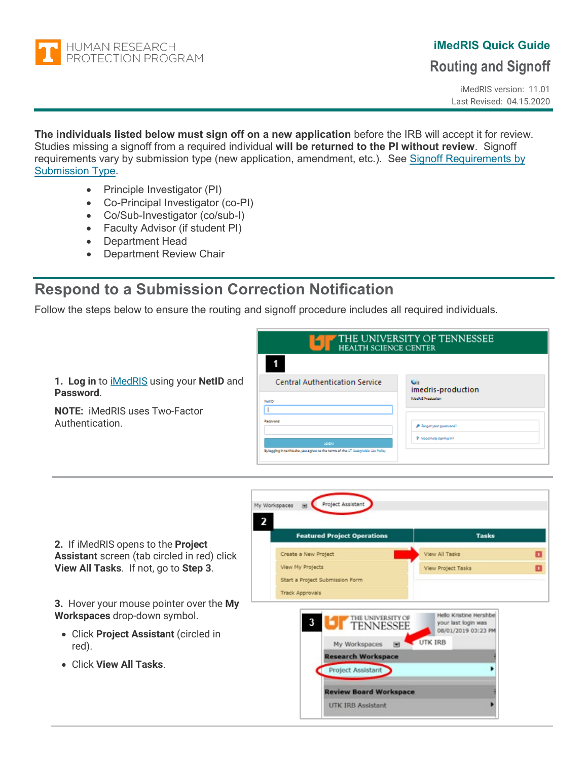HUMAN RESEARCH PROTECTION PROGRAM

**iMedRIS Quick Guide**

# Routing and Signoff

iMedRIS version: 11.01
Last Revised: 04.15.2020

**The individuals listed below must sign off on a new application** before the IRB will accept it for review. Studies missing a signoff from a required individual **will be returned to the PI without review**. Signoff requirements vary by submission type (new application, amendment, etc.). See Signoff Requirements by Submission Type.

- Principle Investigator (PI)
- Co-Principal Investigator (co-PI)
- Co/Sub-Investigator (co/sub-I)
- Faculty Advisor (if student PI)
- Department Head
- Department Review Chair

## Respond to a Submission Correction Notification

Follow the steps below to ensure the routing and signoff procedure includes all required individuals.

**1. Log in** to iMedRIS using your **NetID** and **Password**.

**NOTE:** iMedRIS uses Two-Factor Authentication.

**2.** If iMedRIS opens to the **Project Assistant** screen (tab circled in red) click **View All Tasks**. If not, go to **Step 3**.

**3.** Hover your mouse pointer over the **My Workspaces** drop-down symbol.

- Click **Project Assistant** (circled in red).
- Click **View All Tasks**.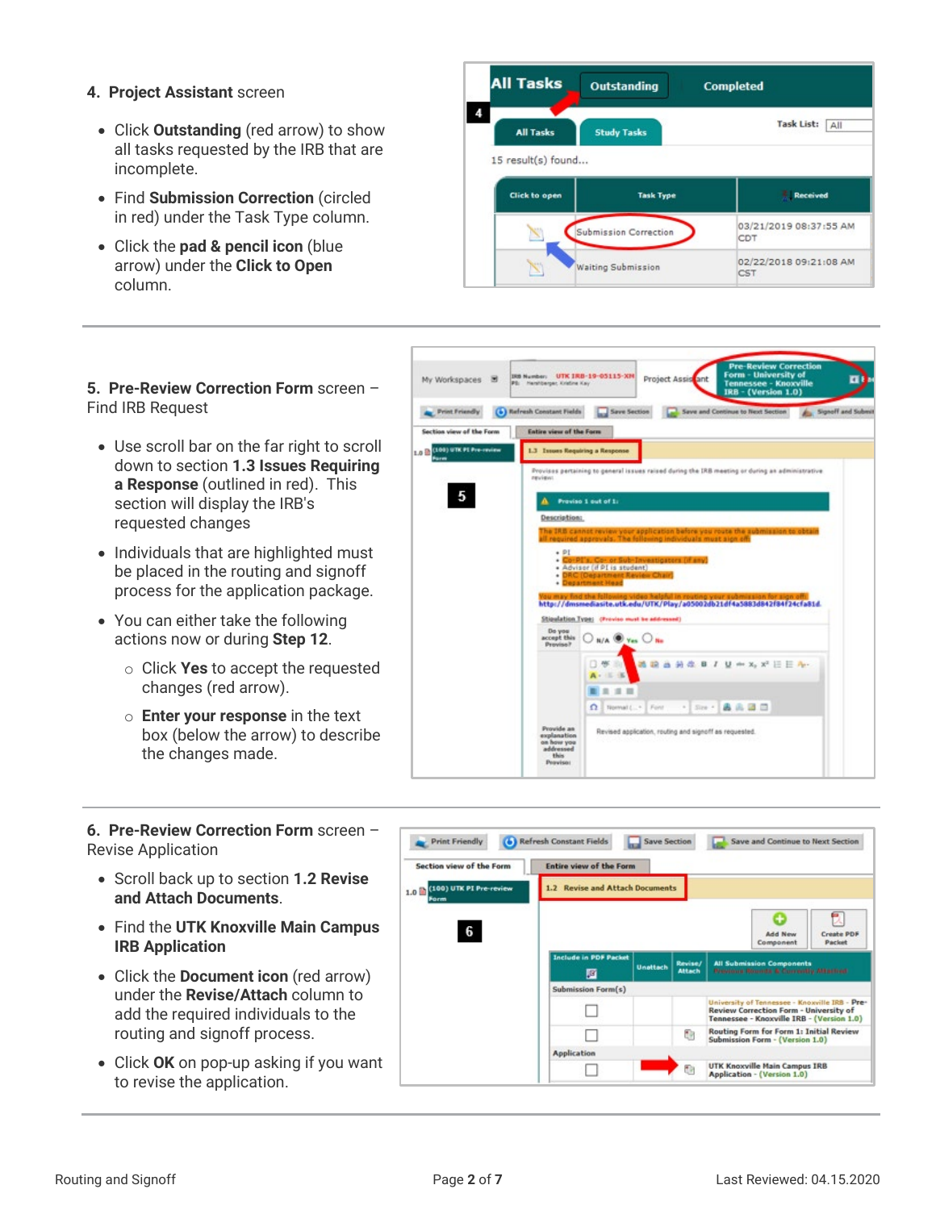**4. Project Assistant** screen

- Click **Outstanding** (red arrow) to show all tasks requested by the IRB that are incomplete.
- Find **Submission Correction** (circled in red) under the Task Type column.
- Click the **pad & pencil icon** (blue arrow) under the **Click to Open** column.

---

**5. Pre-Review Correction Form** screen – Find IRB Request

- Use scroll bar on the far right to scroll down to section **1.3 Issues Requiring a Response** (outlined in red). This section will display the IRB's requested changes
- Individuals that are highlighted must be placed in the routing and signoff process for the application package.
- You can either take the following actions now or during **Step 12**.
  - Click **Yes** to accept the requested changes (red arrow).
  - **Enter your response** in the text box (below the arrow) to describe the changes made.

---

**6. Pre-Review Correction Form** screen – Revise Application

- Scroll back up to section **1.2 Revise and Attach Documents**.
- Find the **UTK Knoxville Main Campus IRB Application**
- Click the **Document icon** (red arrow) under the **Revise/Attach** column to add the required individuals to the routing and signoff process.
- Click **OK** on pop-up asking if you want to revise the application.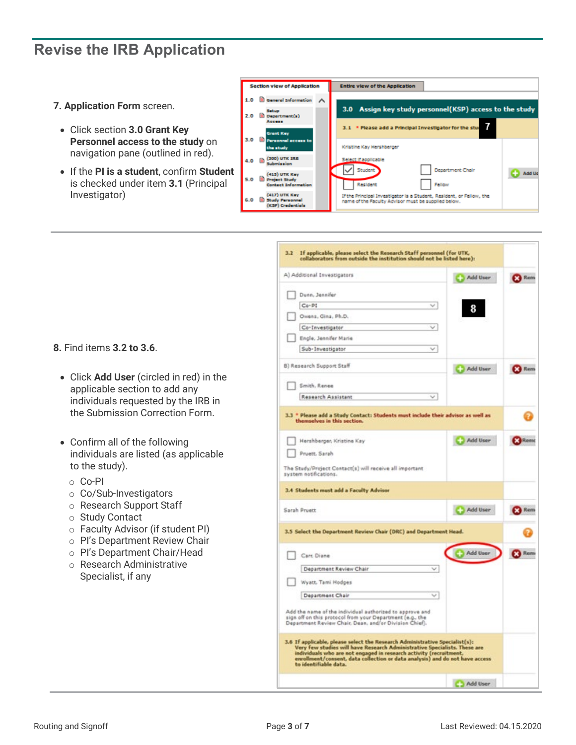# Revise the IRB Application

**7. Application Form** screen.

- Click section **3.0 Grant Key Personnel access to the study** on navigation pane (outlined in red).
- If the **PI is a student**, confirm **Student** is checked under item **3.1** (Principal Investigator)

**8.** Find items **3.2 to 3.6**.

- Click **Add User** (circled in red) in the applicable section to add any individuals requested by the IRB in the Submission Correction Form.
- Confirm all of the following individuals are listed (as applicable to the study).
  - Co-PI
  - Co/Sub-Investigators
  - Research Support Staff
  - Study Contact
  - Faculty Advisor (if student PI)
  - PI's Department Review Chair
  - PI's Department Chair/Head
  - Research Administrative Specialist, if any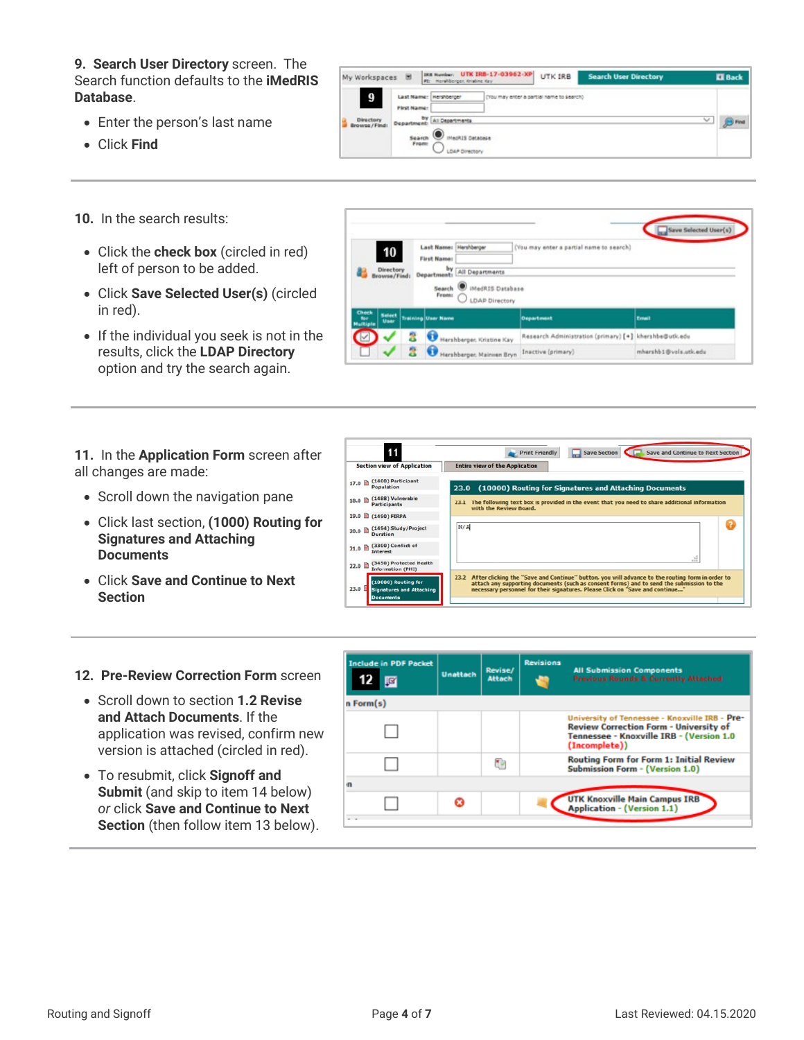**9. Search User Directory** screen. The Search function defaults to the **iMedRIS Database**.

- Enter the person's last name
- Click **Find**

**10.** In the search results:

- Click the **check box** (circled in red) left of person to be added.
- Click **Save Selected User(s)** (circled in red).
- If the individual you seek is not in the results, click the **LDAP Directory** option and try the search again.

**11.** In the **Application Form** screen after all changes are made:

- Scroll down the navigation pane
- Click last section, **(1000) Routing for Signatures and Attaching Documents**
- Click **Save and Continue to Next Section**

**12. Pre-Review Correction Form** screen

- Scroll down to section **1.2 Revise and Attach Documents**. If the application was revised, confirm new version is attached (circled in red).
- To resubmit, click **Signoff and Submit** (and skip to item 14 below) *or* click **Save and Continue to Next Section** (then follow item 13 below).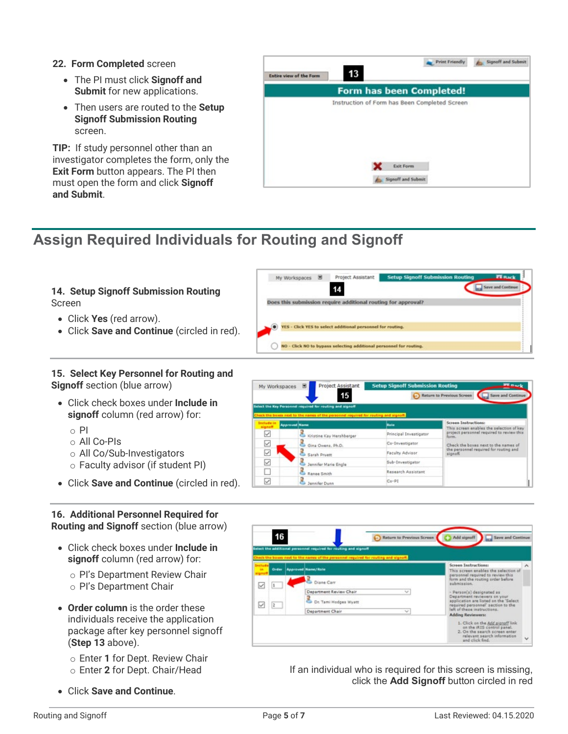22. **Form Completed** screen

- The PI must click **Signoff and Submit** for new applications.
- Then users are routed to the **Setup Signoff Submission Routing** screen.

**TIP:** If study personnel other than an investigator completes the form, only the **Exit Form** button appears. The PI then must open the form and click **Signoff and Submit**.

## Assign Required Individuals for Routing and Signoff

**14. Setup Signoff Submission Routing** Screen

- Click **Yes** (red arrow).
- Click **Save and Continue** (circled in red).

**15. Select Key Personnel for Routing and Signoff** section (blue arrow)

- Click check boxes under **Include in signoff** column (red arrow) for:
  - PI
  - All Co-PIs
  - All Co/Sub-Investigators
  - Faculty advisor (if student PI)
- Click **Save and Continue** (circled in red).

**16. Additional Personnel Required for Routing and Signoff** section (blue arrow)

- Click check boxes under **Include in signoff** column (red arrow) for:
  - PI's Department Review Chair
  - PI's Department Chair
- **Order column** is the order these individuals receive the application package after key personnel signoff (**Step 13** above).
  - Enter **1** for Dept. Review Chair
  - Enter **2** for Dept. Chair/Head
- Click **Save and Continue**.

If an individual who is required for this screen is missing, click the **Add Signoff** button circled in red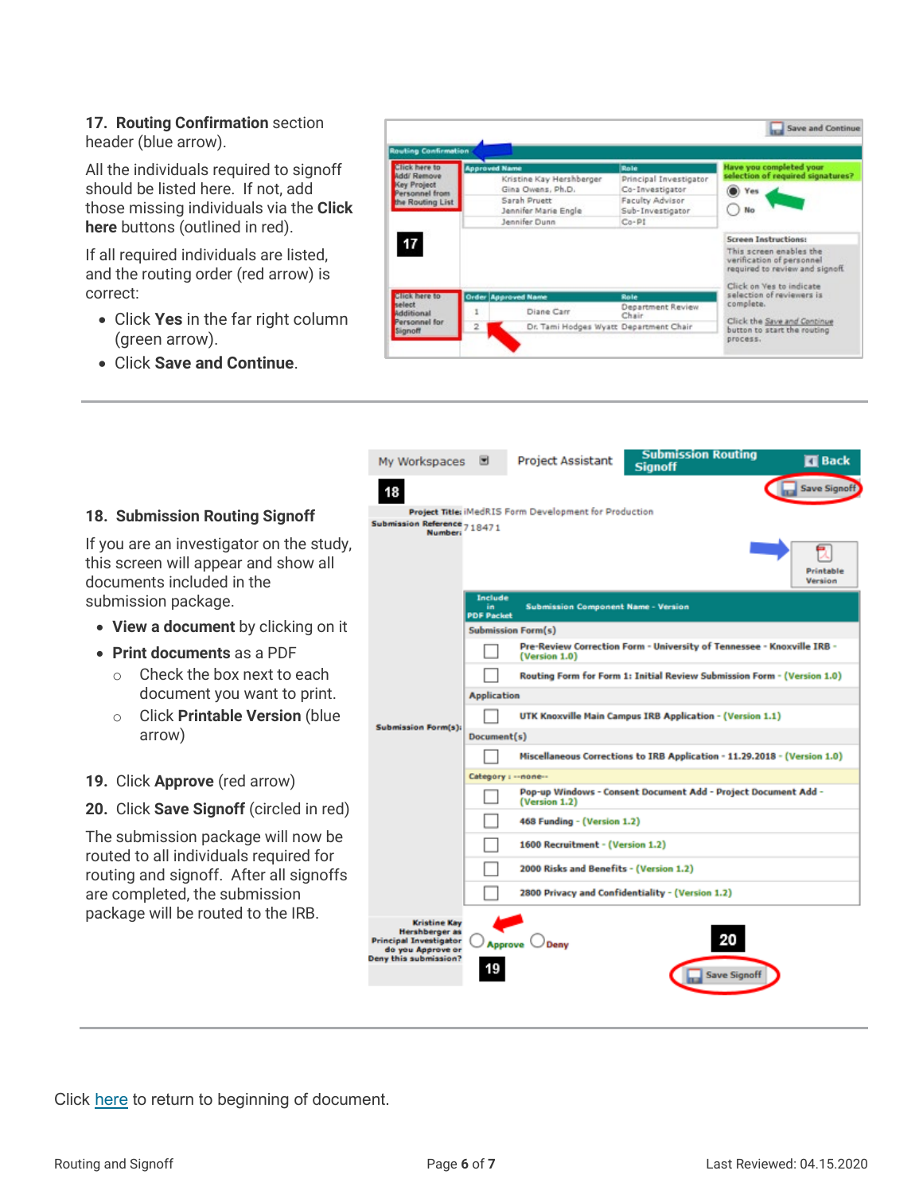**17. Routing Confirmation** section header (blue arrow).

All the individuals required to signoff should be listed here. If not, add those missing individuals via the **Click here** buttons (outlined in red).

If all required individuals are listed, and the routing order (red arrow) is correct:

- Click **Yes** in the far right column (green arrow).
- Click **Save and Continue**.

---

**18. Submission Routing Signoff**

If you are an investigator on the study, this screen will appear and show all documents included in the submission package.

- **View a document** by clicking on it
- **Print documents** as a PDF
  - Check the box next to each document you want to print.
  - Click **Printable Version** (blue arrow)

**19.** Click **Approve** (red arrow)

**20.** Click **Save Signoff** (circled in red)

The submission package will now be routed to all individuals required for routing and signoff. After all signoffs are completed, the submission package will be routed to the IRB.

---

Click here to return to beginning of document.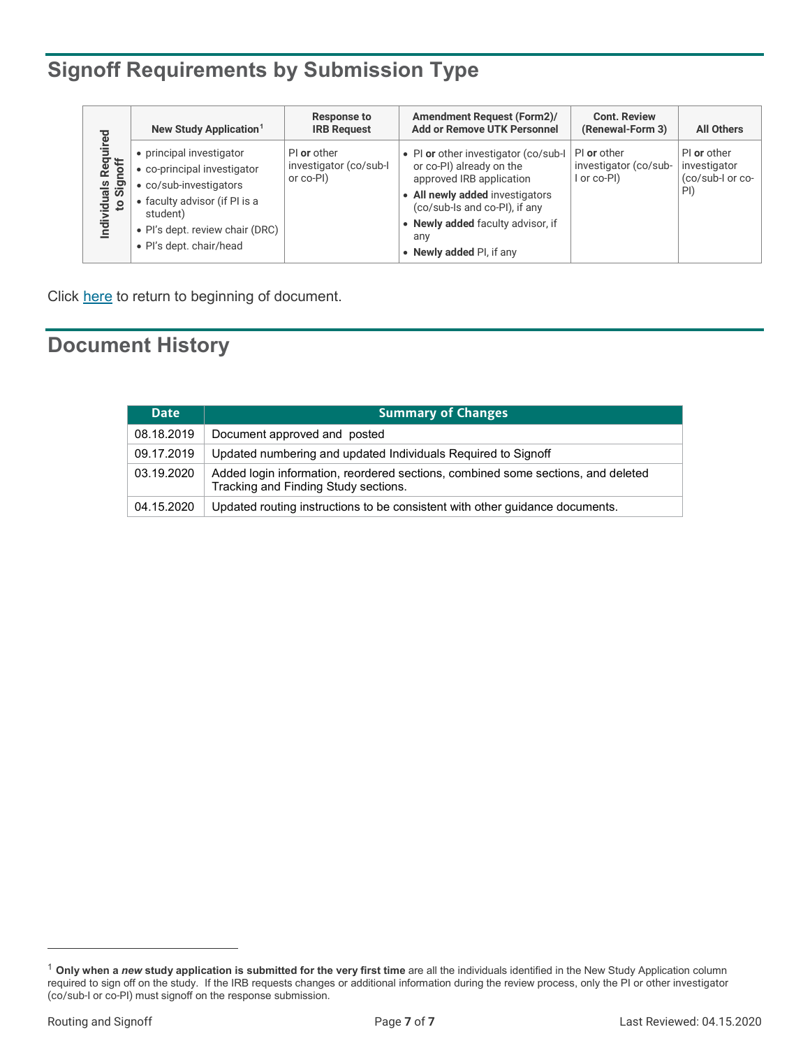## Signoff Requirements by Submission Type

| | New Study Application[1] | Response to IRB Request | Amendment Request (Form2)/ Add or Remove UTK Personnel | Cont. Review (Renewal-Form 3) | All Others |
|---|---|---|---|---|---|
| **Individuals Required to Signoff** | • principal investigator<br>• co-principal investigator<br>• co/sub-investigators<br>• faculty advisor (if PI is a student)<br>• PI's dept. review chair (DRC)<br>• PI's dept. chair/head | PI **or** other investigator (co/sub-I or co-PI) | • PI **or** other investigator (co/sub-I or co-PI) already on the approved IRB application<br>• **All newly added** investigators (co/sub-Is and co-PI), if any<br>• **Newly added** faculty advisor, if any<br>• **Newly added** PI, if any | PI **or** other investigator (co/sub-I or co-PI) | PI **or** other investigator (co/sub-I or co-PI) |

Click here to return to beginning of document.

## Document History

| Date | Summary of Changes |
|---|---|
| 08.18.2019 | Document approved and posted |
| 09.17.2019 | Updated numbering and updated Individuals Required to Signoff |
| 03.19.2020 | Added login information, reordered sections, combined some sections, and deleted Tracking and Finding Study sections. |
| 04.15.2020 | Updated routing instructions to be consistent with other guidance documents. |

[1] **Only when a *new* study application is submitted for the very first time** are all the individuals identified in the New Study Application column required to sign off on the study. If the IRB requests changes or additional information during the review process, only the PI or other investigator (co/sub-I or co-PI) must signoff on the response submission.